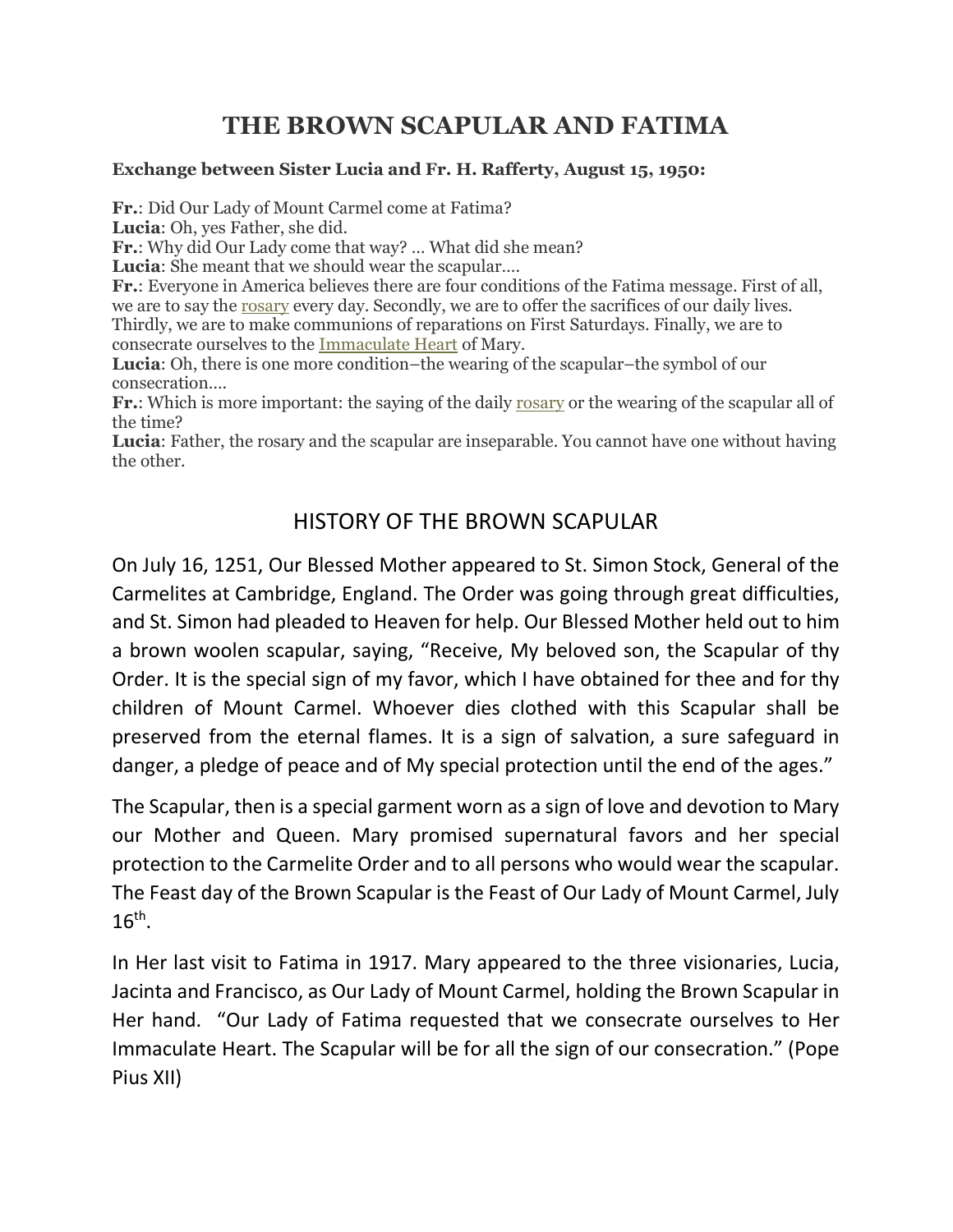# THE BROWN SCAPULAR AND FATIMA

**Exchange between Sister Lucia and Fr. H. Rafferty, August 15, 1950:**

**Fr.**: Did Our Lady of Mount Carmel come at Fatima?
**Lucia**: Oh, yes Father, she did.
**Fr.**: Why did Our Lady come that way? … What did she mean?
**Lucia**: She meant that we should wear the scapular….
**Fr.**: Everyone in America believes there are four conditions of the Fatima message. First of all, we are to say the rosary every day. Secondly, we are to offer the sacrifices of our daily lives. Thirdly, we are to make communions of reparations on First Saturdays. Finally, we are to consecrate ourselves to the Immaculate Heart of Mary.
**Lucia**: Oh, there is one more condition–the wearing of the scapular–the symbol of our consecration….
**Fr.**: Which is more important: the saying of the daily rosary or the wearing of the scapular all of the time?
**Lucia**: Father, the rosary and the scapular are inseparable. You cannot have one without having the other.

## HISTORY OF THE BROWN SCAPULAR

On July 16, 1251, Our Blessed Mother appeared to St. Simon Stock, General of the Carmelites at Cambridge, England. The Order was going through great difficulties, and St. Simon had pleaded to Heaven for help. Our Blessed Mother held out to him a brown woolen scapular, saying, "Receive, My beloved son, the Scapular of thy Order. It is the special sign of my favor, which I have obtained for thee and for thy children of Mount Carmel. Whoever dies clothed with this Scapular shall be preserved from the eternal flames. It is a sign of salvation, a sure safeguard in danger, a pledge of peace and of My special protection until the end of the ages."

The Scapular, then is a special garment worn as a sign of love and devotion to Mary our Mother and Queen. Mary promised supernatural favors and her special protection to the Carmelite Order and to all persons who would wear the scapular. The Feast day of the Brown Scapular is the Feast of Our Lady of Mount Carmel, July 16th.

In Her last visit to Fatima in 1917. Mary appeared to the three visionaries, Lucia, Jacinta and Francisco, as Our Lady of Mount Carmel, holding the Brown Scapular in Her hand. "Our Lady of Fatima requested that we consecrate ourselves to Her Immaculate Heart. The Scapular will be for all the sign of our consecration." (Pope Pius XII)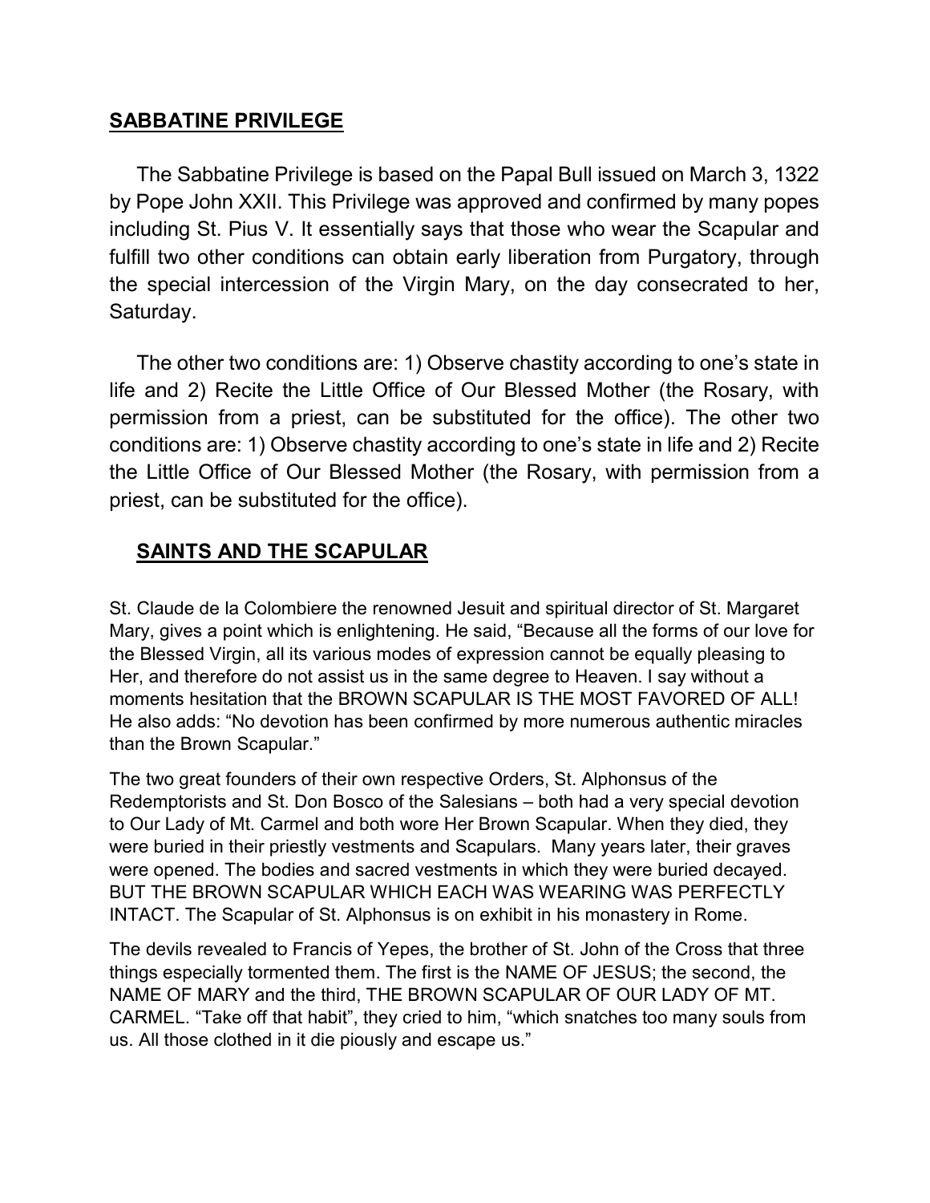## SABBATINE PRIVILEGE

The Sabbatine Privilege is based on the Papal Bull issued on March 3, 1322 by Pope John XXII. This Privilege was approved and confirmed by many popes including St. Pius V. It essentially says that those who wear the Scapular and fulfill two other conditions can obtain early liberation from Purgatory, through the special intercession of the Virgin Mary, on the day consecrated to her, Saturday.

The other two conditions are: 1) Observe chastity according to one's state in life and 2) Recite the Little Office of Our Blessed Mother (the Rosary, with permission from a priest, can be substituted for the office). The other two conditions are: 1) Observe chastity according to one's state in life and 2) Recite the Little Office of Our Blessed Mother (the Rosary, with permission from a priest, can be substituted for the office).

## SAINTS AND THE SCAPULAR

St. Claude de la Colombiere the renowned Jesuit and spiritual director of St. Margaret Mary, gives a point which is enlightening. He said, "Because all the forms of our love for the Blessed Virgin, all its various modes of expression cannot be equally pleasing to Her, and therefore do not assist us in the same degree to Heaven. I say without a moments hesitation that the BROWN SCAPULAR IS THE MOST FAVORED OF ALL! He also adds: "No devotion has been confirmed by more numerous authentic miracles than the Brown Scapular."

The two great founders of their own respective Orders, St. Alphonsus of the Redemptorists and St. Don Bosco of the Salesians – both had a very special devotion to Our Lady of Mt. Carmel and both wore Her Brown Scapular. When they died, they were buried in their priestly vestments and Scapulars. Many years later, their graves were opened. The bodies and sacred vestments in which they were buried decayed. BUT THE BROWN SCAPULAR WHICH EACH WAS WEARING WAS PERFECTLY INTACT. The Scapular of St. Alphonsus is on exhibit in his monastery in Rome.

The devils revealed to Francis of Yepes, the brother of St. John of the Cross that three things especially tormented them. The first is the NAME OF JESUS; the second, the NAME OF MARY and the third, THE BROWN SCAPULAR OF OUR LADY OF MT. CARMEL. "Take off that habit", they cried to him, "which snatches too many souls from us. All those clothed in it die piously and escape us."